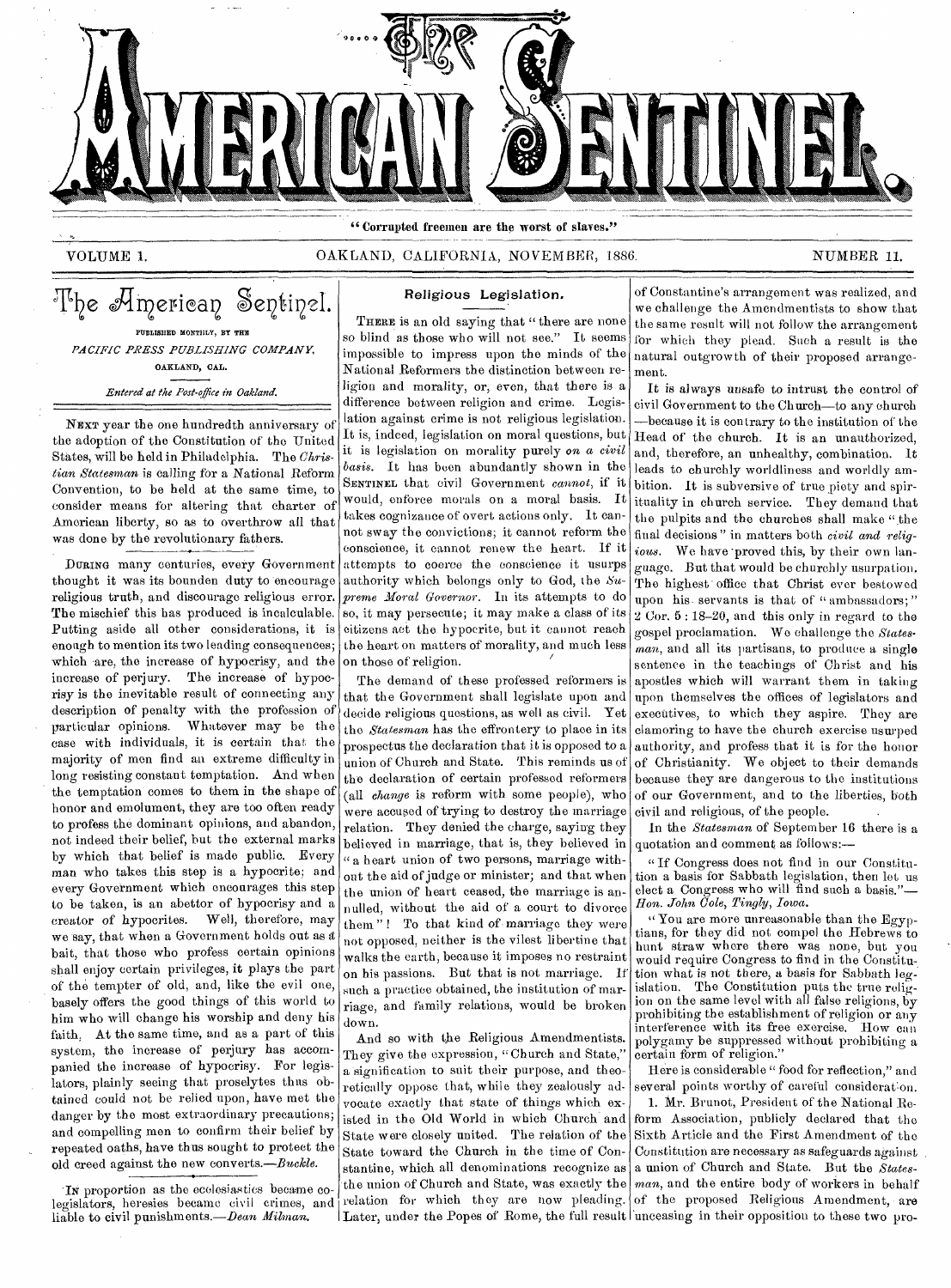# The American Sentinel.

"Corrupted freemen are the worst of slaves."

VOLUME 1. OAKLAND, CALIFORNIA, NOVEMBER, 1886. NUMBER 11.

## The American Sentinel.

PUBLISHED MONTHLY, BY THE

*PACIFIC PRESS PUBLISHING COMPANY,*

OAKLAND, CAL.

*Entered at the Post-office in Oakland.*

NEXT year the one hundredth anniversary of the adoption of the Constitution of the United States, will be held in Philadelphia. The *Christian Statesman* is calling for a National Reform Convention, to be held at the same time, to consider means for altering that charter of American liberty, so as to overthrow all that was done by the revolutionary fathers.

DURING many centuries, every Government thought it was its bounden duty to encourage religious truth, and discourage religious error. The mischief this has produced is incalculable. Putting aside all other considerations, it is enough to mention its two leading consequences; which are, the increase of hypocrisy, and the increase of perjury. The increase of hypocrisy is the inevitable result of connecting any description of penalty with the profession of particular opinions. Whatever may be the case with individuals, it is certain that the majority of men find an extreme difficulty in long resisting constant temptation. And when the temptation comes to them in the shape of honor and emolument, they are too often ready to profess the dominant opinions, and abandon, not indeed their belief, but the external marks by which that belief is made public. Every man who takes this step is a hypocrite; and every Government which encourages this step to be taken, is an abettor of hypocrisy and a creator of hypocrites. Well, therefore, may we say, that when a Government holds out as a bait, that those who profess certain opinions shall enjoy certain privileges, it plays the part of the tempter of old, and, like the evil one, basely offers the good things of this world to him who will change his worship and deny his faith. At the same time, and as a part of this system, the increase of perjury has accompanied the increase of hypocrisy. For legislators, plainly seeing that proselytes thus obtained could not be relied upon, have met the danger by the most extraordinary precautions; and compelling men to confirm their belief by repeated oaths, have thus sought to protect the old creed against the new converts.—*Buckle.*

IN proportion as the ecclesiastics became co-legislators, heresies became civil crimes, and liable to civil punishments.—*Dean Milman.*

### Religious Legislation.

THERE is an old saying that "there are none so blind as those who will not see." It seems impossible to impress upon the minds of the National Reformers the distinction between religion and morality, or, even, that there is a difference between religion and crime. Legislation against crime is not religious legislation. It is, indeed, legislation on moral questions, but it is legislation on morality purely *on a civil basis*. It has been abundantly shown in the SENTINEL that civil Government *cannot*, if it would, enforce morals on a moral basis. It takes cognizance of overt actions only. It cannot sway the convictions; it cannot reform the conscience, it cannot renew the heart. If it attempts to coerce the conscience it usurps authority which belongs only to God, the *Supreme Moral Governor*. In its attempts to do so, it may persecute; it may make a class of its citizens act the hypocrite, but it cannot reach the heart on matters of morality, and much less on those of religion.

The demand of these professed reformers is that the Government shall legislate upon and decide religious questions, as well as civil. Yet the *Statesman* has the effrontery to place in its prospectus the declaration that it is opposed to a union of Church and State. This reminds us of the declaration of certain professed reformers (all *change* is reform with some people), who were accused of trying to destroy the marriage relation. They denied the charge, saying they believed in marriage, that is, they believed in "a heart union of two persons, marriage without the aid of judge or minister; and that when the union of heart ceased, the marriage is annulled, without the aid of a court to divorce them"! To that kind of marriage they were not opposed, neither is the vilest libertine that walks the earth, because it imposes no restraint on his passions. But that is not marriage. If such a practice obtained, the institution of marriage, and family relations, would be broken down.

And so with the Religious Amendmentists. They give the expression, "Church and State," a signification to suit their purpose, and theoretically oppose that, while they zealously advocate exactly that state of things which existed in the Old World in which Church and State were closely united. The relation of the State toward the Church in the time of Constantine, which all denominations recognize as the union of Church and State, was exactly the relation for which they are now pleading. Later, under the Popes of Rome, the full result of Constantine's arrangement was realized, and we challenge the Amendmentists to show that the same result will not follow the arrangement for which they plead. Such a result is the natural outgrowth of their proposed arrangement.

It is always unsafe to intrust the control of civil Government to the Church—to any church —because it is contrary to the institution of the Head of the church. It is an unauthorized, and, therefore, an unhealthy, combination. It leads to churchly worldliness and worldly ambition. It is subversive of true piety and spirituality in church service. They demand that the pulpits and the churches shall make "the final decisions" in matters both *civil and religious*. We have proved this, by their own language. But that would be churchly usurpation. The highest office that Christ ever bestowed upon his servants is that of "ambassadors;" 2 Cor. 5 : 18–20, and this only in regard to the gospel proclamation. We challenge the *Statesman*, and all its partisans, to produce a single sentence in the teachings of Christ and his apostles which will warrant them in taking upon themselves the offices of legislators and executives, to which they aspire. They are clamoring to have the church exercise usurped authority, and profess that it is for the honor of Christianity. We object to their demands because they are dangerous to the institutions of our Government, and to the liberties, both civil and religious, of the people.

In the *Statesman* of September 16 there is a quotation and comment as follows:—

> "If Congress does not find in our Constitution a basis for Sabbath legislation, then let us elect a Congress who will find such a basis."—*Hon. John Cole, Tingly, Iowa.*
>
> "You are more unreasonable than the Egyptians, for they did not compel the Hebrews to hunt straw where there was none, but you would require Congress to find in the Constitution what is not there, a basis for Sabbath legislation. The Constitution puts the true religion on the same level with all false religions, by prohibiting the establishment of religion or any interference with its free exercise. How can polygamy be suppressed without prohibiting a certain form of religion."

Here is considerable "food for reflection," and several points worthy of careful consideration.

1. Mr. Brunot, President of the National Reform Association, publicly declared that the Sixth Article and the First Amendment of the Constitution are necessary as safeguards against a union of Church and State. But the *Statesman*, and the entire body of workers in behalf of the proposed Religious Amendment, are unceasing in their opposition to these two pro-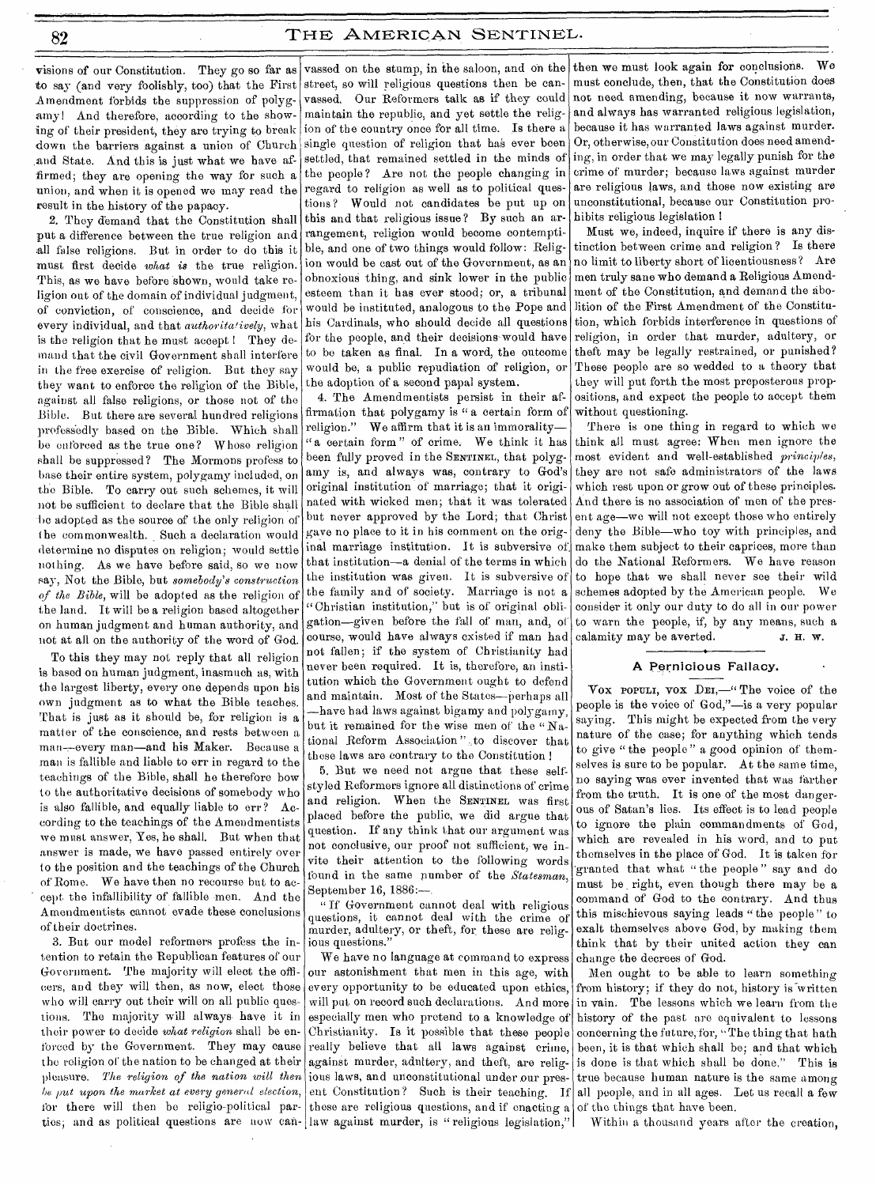visions of our Constitution. They go so far as to say (and very foolishly, too) that the First Amendment forbids the suppression of polygamy! And therefore, according to the showing of their president, they are trying to break down the barriers against a union of Church and State. And this is just what we have affirmed; they are opening the way for such a union, and when it is opened we may read the result in the history of the papacy.

2. They demand that the Constitution shall put a difference between the true religion and all false religions. But in order to do this it must first decide *what is* the true religion. This, as we have before shown, would take religion out of the domain of individual judgment, of conviction, of conscience, and decide for every individual, and that *authoritatively*, what is the religion that he must accept! They demand that the civil Government shall interfere in the free exercise of religion. But they say they want to enforce the religion of the Bible, against all false religions, or those not of the Bible. But there are several hundred religions professedly based on the Bible. Which shall be enforced as the true one? Whose religion shall be suppressed? The Mormons profess to base their entire system, polygamy included, on the Bible. To carry out such schemes, it will not be sufficient to declare that the Bible shall be adopted as the source of the only religion of the commonwealth. Such a declaration would determine no disputes on religion; would settle nothing. As we have before said, so we now say, Not the Bible, but *somebody's construction of the Bible*, will be adopted as the religion of the land. It will be a religion based altogether on human judgment and human authority, and not at all on the authority of the word of God.

To this they may not reply that all religion is based on human judgment, inasmuch as, with the largest liberty, every one depends upon his own judgment as to what the Bible teaches. That is just as it should be, for religion is a matter of the conscience, and rests between a man—every man—and his Maker. Because a man is fallible and liable to err in regard to the teachings of the Bible, shall he therefore bow to the authoritative decisions of somebody who is also fallible, and equally liable to err? According to the teachings of the Amendmentists we must answer, Yes, he shall. But when that answer is made, we have passed entirely over to the position and the teachings of the Church of Rome. We have then no recourse but to accept the infallibility of fallible men. And the Amendmentists cannot evade these conclusions of their doctrines.

3. But our model reformers profess the intention to retain the Republican features of our Government. The majority will elect the officers, and they will then, as now, elect those who will carry out their will on all public questions. The majority will always have it in their power to decide *what religion* shall be enforced by the Government. They may cause the religion of the nation to be changed at their pleasure. *The religion of the nation will then be put upon the market at every general election*, for there will then be religio-political parties; and as political questions are now canvassed on the stump, in the saloon, and on the street, so will religious questions then be canvassed. Our Reformers talk as if they could maintain the republic, and yet settle the religion of the country once for all time. Is there a single question of religion that has ever been settled, that remained settled in the minds of the people? Are not the people changing in regard to religion as well as to political questions? Would not candidates be put up on this and that religious issue? By such an arrangement, religion would become contemptible, and one of two things would follow: Religion would be cast out of the Government, as an obnoxious thing, and sink lower in the public esteem than it has ever stood; or, a tribunal would be instituted, analogous to the Pope and his Cardinals, who should decide all questions for the people, and their decisions would have to be taken as final. In a word, the outcome would be, a public repudiation of religion, or the adoption of a second papal system.

4. The Amendmentists persist in their affirmation that polygamy is "a certain form of religion." We affirm that it is an immorality—"a certain form" of crime. We think it has been fully proved in the SENTINEL, that polygamy is, and always was, contrary to God's original institution of marriage; that it originated with wicked men; that it was tolerated but never approved by the Lord; that Christ gave no place to it in his comment on the original marriage institution. It is subversive of that institution—a denial of the terms in which the institution was given. It is subversive of the family and of society. Marriage is not a "Christian institution," but is of original obligation—given before the fall of man, and, of course, would have always existed if man had not fallen; if the system of Christianity had never been required. It is, therefore, an institution which the Government ought to defend and maintain. Most of the States—perhaps all—have had laws against bigamy and polygamy, but it remained for the wise men of the "National Reform Association" to discover that these laws are contrary to the Constitution!

5. But we need not argue that these self-styled Reformers ignore all distinctions of crime and religion. When the SENTINEL was first placed before the public, we did argue that question. If any think that our argument was not conclusive, our proof not sufficient, we invite their attention to the following words found in the same number of the *Statesman*, September 16, 1886:—

"If Government cannot deal with religious questions, it cannot deal with the crime of murder, adultery, or theft, for these are religious questions."

We have no language at command to express our astonishment that men in this age, with every opportunity to be educated upon ethics, will put on record such declarations. And more especially men who pretend to a knowledge of Christianity. Is it possible that these people really believe that all laws against crime, against murder, adultery, and theft, are religious laws, and unconstitutional under our present Constitution? Such is their teaching. If these are religious questions, and if enacting a law against murder, is "religious legislation," then we must look again for conclusions. We must conclude, then, that the Constitution does not need amending, because it now warrants, and always has warranted religious legislation, because it has warranted laws against murder. Or, otherwise, our Constitution does need amending, in order that we may legally punish for the crime of murder; because laws against murder are religious laws, and those now existing are unconstitutional, because our Constitution prohibits religious legislation!

Must we, indeed, inquire if there is any distinction between crime and religion? Is there no limit to liberty short of licentiousness? Are men truly sane who demand a Religious Amendment of the Constitution, and demand the abolition of the First Amendment of the Constitution, which forbids interference in questions of religion, in order that murder, adultery, or theft may be legally restrained, or punished? These people are so wedded to a theory that they will put forth the most preposterous propositions, and expect the people to accept them without questioning.

There is one thing in regard to which we think all must agree: When men ignore the most evident and well-established *principles*, they are not safe administrators of the laws which rest upon or grow out of these principles. And there is no association of men of the present age—we will not except those who entirely deny the Bible—who toy with principles, and make them subject to their caprices, more than do the National Reformers. We have reason to hope that we shall never see their wild schemes adopted by the American people. We consider it only our duty to do all in our power to warn the people, if, by any means, such a calamity may be averted.

J. H. W.

## A Pernicious Fallacy.

VOX POPULI, VOX DEI,—"The voice of the people is the voice of God,"—is a very popular saying. This might be expected from the very nature of the case; for anything which tends to give "the people" a good opinion of themselves is sure to be popular. At the same time, no saying was ever invented that was farther from the truth. It is one of the most dangerous of Satan's lies. Its effect is to lead people to ignore the plain commandments of God, which are revealed in his word, and to put themselves in the place of God. It is taken for granted that what "the people" say and do must be right, even though there may be a command of God to the contrary. And thus this mischievous saying leads "the people" to exalt themselves above God, by making them think that by their united action they can change the decrees of God.

Men ought to be able to learn something from history; if they do not, history is written in vain. The lessons which we learn from the history of the past are equivalent to lessons concerning the future, for, "The thing that hath been, it is that which shall be; and that which is done is that which shall be done." This is true because human nature is the same among all people, and in all ages. Let us recall a few of the things that have been.

Within a thousand years after the creation,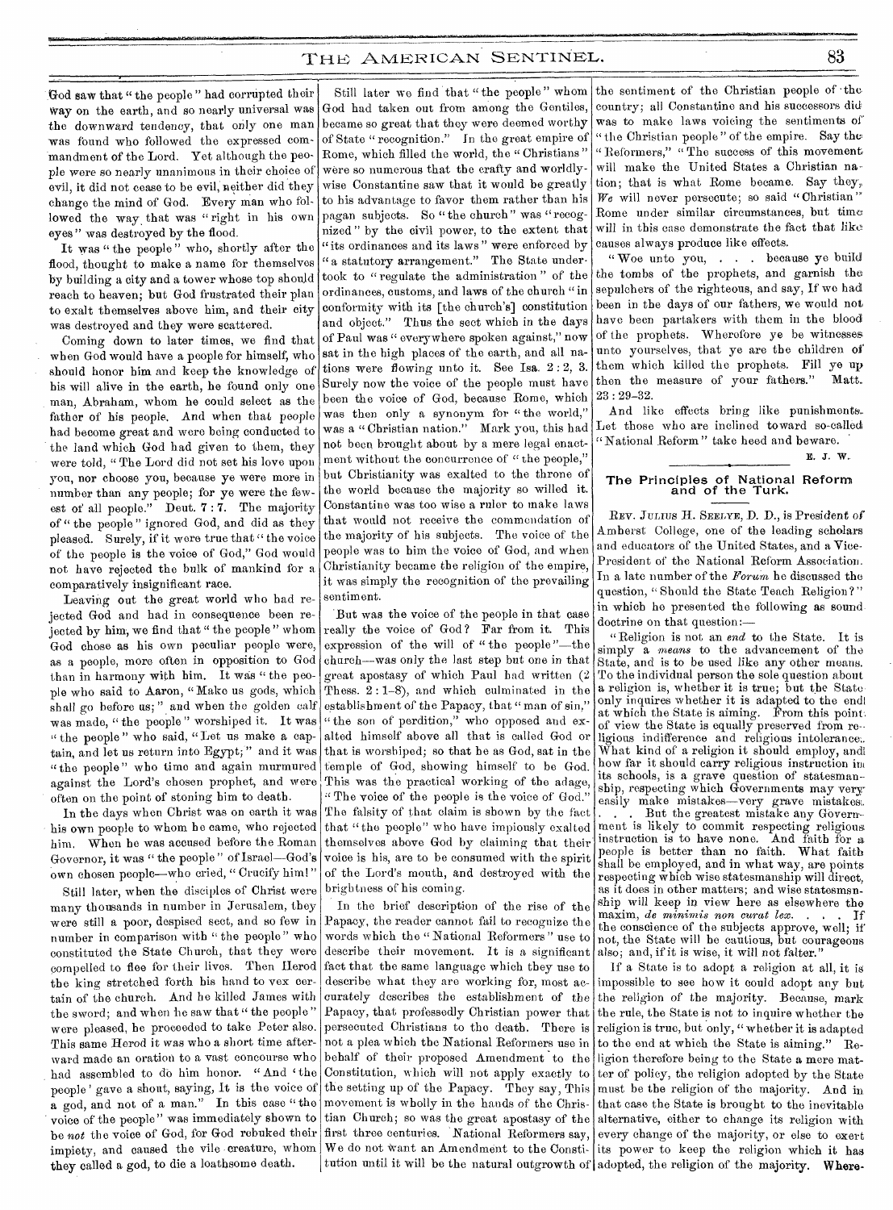God saw that "the people" had corrupted their way on the earth, and so nearly universal was the downward tendency, that only one man was found who followed the expressed commandment of the Lord. Yet although the people were so nearly unanimous in their choice of evil, it did not cease to be evil, neither did they change the mind of God. Every man who followed the way that was "right in his own eyes" was destroyed by the flood.

It was "the people" who, shortly after the flood, thought to make a name for themselves by building a city and a tower whose top should reach to heaven; but God frustrated their plan to exalt themselves above him, and their city was destroyed and they were scattered.

Coming down to later times, we find that when God would have a people for himself, who should honor him and keep the knowledge of his will alive in the earth, he found only one man, Abraham, whom he could select as the father of his people. And when that people had become great and were being conducted to the land which God had given to them, they were told, "The Lord did not set his love upon you, nor choose you, because ye were more in number than any people; for ye were the fewest of all people." Deut. 7 : 7. The majority of "the people" ignored God, and did as they pleased. Surely, if it were true that "the voice of the people is the voice of God," God would not have rejected the bulk of mankind for a comparatively insignificant race.

Leaving out the great world who had rejected God and had in consequence been rejected by him, we find that "the people" whom God chose as his own peculiar people were, as a people, more often in opposition to God than in harmony with him. It was "the people who said to Aaron, "Make us gods, which shall go before us;" and when the golden calf was made, "the people" worshiped it. It was "the people" who said, "Let us make a captain, and let us return into Egypt;" and it was "the people" who time and again murmured against the Lord's chosen prophet, and were often on the point of stoning him to death.

In the days when Christ was on earth it was his own people to whom he came, who rejected him. When he was accused before the Roman Governor, it was "the people" of Israel—God's own chosen people—who cried, "Crucify him!"

Still later, when the disciples of Christ were many thousands in number in Jerusalem, they were still a poor, despised sect, and so few in number in comparison with "the people" who constituted the State Church, that they were compelled to flee for their lives. Then Herod the king stretched forth his hand to vex certain of the church. And he killed James with the sword; and when he saw that "the people" were pleased, he proceeded to take Peter also. This same Herod it was who a short time afterward made an oration to a vast concourse who had assembled to do him honor. "And 'the people' gave a shout, saying, It is the voice of a god, and not of a man." In this case "the voice of the people" was immediately shown to be *not* the voice of God, for God rebuked their impiety, and caused the vile creature, whom they called a god, to die a loathsome death.

Still later we find that "the people" whom God had taken out from among the Gentiles, became so great that they were deemed worthy of State "recognition." In the great empire of Rome, which filled the world, the "Christians" were so numerous that the crafty and worldly-wise Constantine saw that it would be greatly to his advantage to favor them rather than his pagan subjects. So "the church" was "recognized" by the civil power, to the extent that "its ordinances and its laws" were enforced by "a statutory arrangement." The State undertook to "regulate the administration" of the ordinances, customs, and laws of the church "in conformity with its [the church's] constitution and object." Thus the sect which in the days of Paul was "everywhere spoken against," now sat in the high places of the earth, and all nations were flowing unto it. See Isa. 2 : 2, 3. Surely now the voice of the people must have been the voice of God, because Rome, which was then only a synonym for "the world," was a "Christian nation." Mark you, this had not been brought about by a mere legal enactment without the concurrence of "the people," but Christianity was exalted to the throne of the world because the majority so willed it. Constantine was too wise a ruler to make laws that would not receive the commendation of the majority of his subjects. The voice of the people was to him the voice of God, and when Christianity became the religion of the empire, it was simply the recognition of the prevailing sentiment.

But was the voice of the people in that case really the voice of God? Far from it. This expression of the will of "the people"—the church—was only the last step but one in that great apostasy of which Paul had written (2 Thess. 2 : 1–8), and which culminated in the establishment of the Papacy, that "man of sin," "the son of perdition," who opposed and exalted himself above all that is called God or that is worshiped; so that he as God, sat in the temple of God, showing himself to be God. This was the practical working of the adage, "The voice of the people is the voice of God." The falsity of that claim is shown by the fact that "the people" who have impiously exalted themselves above God by claiming that their voice is his, are to be consumed with the spirit of the Lord's mouth, and destroyed with the brightness of his coming.

In the brief description of the rise of the Papacy, the reader cannot fail to recognize the words which the "National Reformers" use to describe their movement. It is a significant fact that the same language which they use to describe what they are working for, most accurately describes the establishment of the Papacy, that professedly Christian power that persecuted Christians to the death. There is not a plea which the National Reformers use in behalf of their proposed Amendment to the Constitution, which will not apply exactly to the setting up of the Papacy. They say, This movement is wholly in the hands of the Christian Church; so was the great apostasy of the first three centuries. National Reformers say, We do not want an Amendment to the Constitution until it will be the natural outgrowth of the sentiment of the Christian people of the country; all Constantine and his successors did was to make laws voicing the sentiments of "the Christian people" of the empire. Say the "Reformers," "The success of this movement will make the United States a Christian nation; that is what Rome became. Say they, *We* will never persecute; so said "Christian" Rome under similar circumstances, but time will in this case demonstrate the fact that like causes always produce like effects.

"Woe unto you, . . . because ye build the tombs of the prophets, and garnish the sepulchers of the righteous, and say, If we had been in the days of our fathers, we would not have been partakers with them in the blood of the prophets. Wherefore ye be witnesses unto yourselves, that ye are the children of them which killed the prophets. Fill ye up then the measure of your fathers." Matt. 23 : 29–32.

And like effects bring like punishments. Let those who are inclined toward so-called "National Reform" take heed and beware.

E. J. W.

## The Principles of National Reform and of the Turk.

REV. JULIUS H. SEELYE, D. D., is President of Amherst College, one of the leading scholars and educators of the United States, and a Vice-President of the National Reform Association. In a late number of the *Forum* he discussed the question, "Should the State Teach Religion?" in which he presented the following as sound doctrine on that question:—

"Religion is not an *end* to the State. It is simply a *means* to the advancement of the State, and is to be used like any other means. To the individual person the sole question about a religion is, whether it is true; but the State only inquires whether it is adapted to the end at which the State is aiming. From this point of view the State is equally preserved from religious indifference and religious intolerance. What kind of a religion it should employ, and how far it should carry religious instruction in its schools, is a grave question of statesmanship, respecting which Governments may very easily make mistakes—very grave mistakes. . . . But the greatest mistake any Government is likely to commit respecting religious instruction is to have none. And faith for a people is better than no faith. What faith shall be employed, and in what way, are points respecting which wise statesmanship will direct, as it does in other matters; and wise statesmanship will keep in view here as elsewhere the maxim, *de minimis non curat lex*. . . . If the conscience of the subjects approve, well; if not, the State will be cautious, but courageous also; and, if it is wise, it will not falter."

If a State is to adopt a religion at all, it is impossible to see how it could adopt any but the religion of the majority. Because, mark the rule, the State is not to inquire whether the religion is true, but only, "whether it is adapted to the end at which the State is aiming." Religion therefore being to the State a mere matter of policy, the religion adopted by the State must be the religion of the majority. And in that case the State is brought to the inevitable alternative, either to change its religion with every change of the majority, or else to exert its power to keep the religion which it has adopted, the religion of the majority. Where-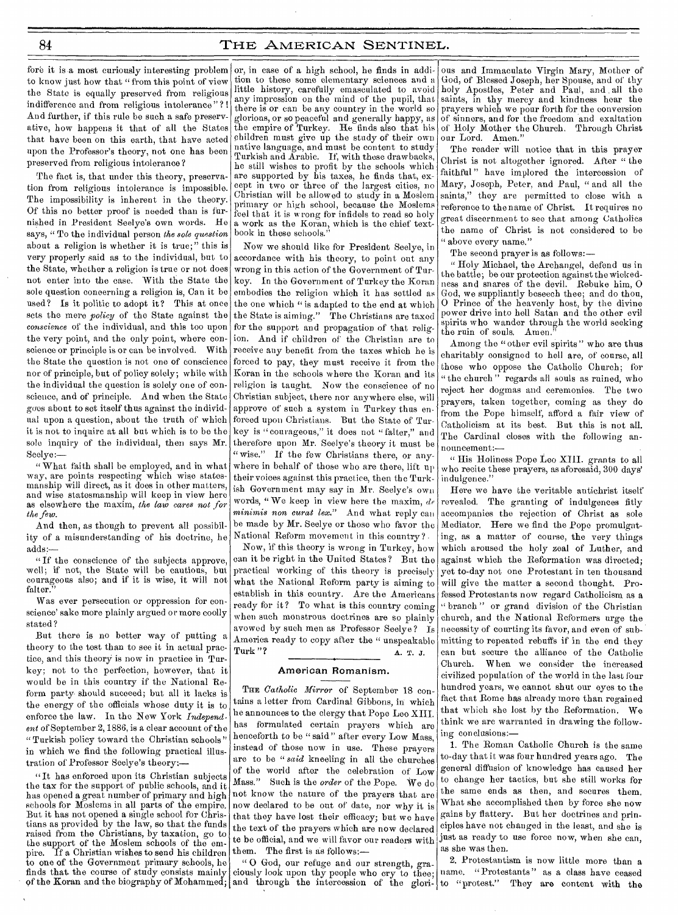fore it is a most curiously interesting problem to know just how that "from this point of view the State is equally preserved from religious indifference and from religious intolerance"?! And further, if this rule be such a safe preservative, how happens it that of all the States that have been on this earth, that have acted upon the Professor's theory, not one has been preserved from religious intolerance?

The fact is, that under this theory, preservation from religious intolerance is impossible. The impossibility is inherent in the theory. Of this no better proof is needed than is furnished in President Seelye's own words. He says, "To the individual person *the sole question* about a religion is whether it is true;" this is very properly said as to the individual, but to the State, whether a religion is true or not does not enter into the case. With the State the sole question concerning a religion is, Can it be used? Is it politic to adopt it? This at once sets the mere *policy* of the State against the *conscience* of the individual, and this too upon the very point, and the only point, where conscience or principle is or can be involved. With the State the question is not one of conscience nor of principle, but of policy solely; while with the individual the question is solely one of conscience, and of principle. And when the State goes about to set itself thus against the individual upon a question, about the truth of which it is not to inquire at all but which is to be the sole inquiry of the individual, then says Mr. Seelye:—

"What faith shall be employed, and in what way, are points respecting which wise statesmanship will direct, as it does in other matters, and wise statesmanship will keep in view here as elsewhere the maxim, *the law cares not for the few.*

And then, as though to prevent all possibility of a misunderstanding of his doctrine, he adds:—

"If the conscience of the subjects approve, well; if not, the State will be cautious, but courageous also; and if it is wise, it will not falter."

Was ever persecution or oppression for conscience' sake more plainly argued or more coolly stated?

But there is no better way of putting a theory to the test than to see it in actual practice, and this theory is now in practice in Turkey; not to the perfection, however, that it would be in this country if the National Reform party should succeed; but all it lacks is the energy of the officials whose duty it is to enforce the law. In the New York *Independent* of September 2, 1886, is a clear account of the "Turkish policy toward the Christian schools" in which we find the following practical illustration of Professor Seelye's theory:—

"It has enforced upon its Christian subjects the tax for the support of public schools, and it has opened a great number of primary and high schools for Moslems in all parts of the empire. But it has not opened a single school for Christians as provided by the law, so that the funds raised from the Christians, by taxation, go to the support of the Moslem schools of the empire. If a Christian wishes to send his children to one of the Government primary schools, he finds that the course of study consists mainly of the Koran and the biography of Mohammed; or, in case of a high school, he finds in addition to these some elementary sciences and a little history, carefully emasculated to avoid any impression on the mind of the pupil, that there is or can be any country in the world so glorious, or so peaceful and generally happy, as the empire of Turkey. He finds also that his children must give up the study of their own native language, and must be content to study Turkish and Arabic. If, with these drawbacks, he still wishes to profit by the schools which are supported by his taxes, he finds that, except in two or three of the largest cities, no Christian will be allowed to study in a Moslem primary or high school, because the Moslems feel that it is wrong for infidels to read so holy a work as the Koran, which is the chief textbook in these schools."

Now we should like for President Seelye, in accordance with his theory, to point out any wrong in this action of the Government of Turkey. In the Government of Turkey the Koran embodies the religion which it has settled as the one which "is adapted to the end at which the State is aiming." The Christians are taxed for the support and propagation of that religion. And if children of the Christian are to receive any benefit from the taxes which he is forced to pay, they must receive it from the Koran in the schools where the Koran and its religion is taught. Now the conscience of no Christian subject, there nor anywhere else, will approve of such a system in Turkey thus enforced upon Christians. But the State of Turkey is "courageous," it does not "falter," and therefore upon Mr. Seelye's theory it must be "wise." If the few Christians there, or anywhere in behalf of those who are there, lift up their voices against this practice, then the Turkish Government may say in Mr. Seelye's own words, "We keep in view here the maxim, *de minimis non curat lex.*" And what reply can be made by Mr. Seelye or those who favor the National Reform movement in this country?

Now, if this theory is wrong in Turkey, how can it be right in the United States? But the practical working of this theory is precisely what the National Reform party is aiming to establish in this country. Are the Americans ready for it? To what is this country coming when such monstrous doctrines are so plainly avowed by such men as Professor Seelye? Is America ready to copy after the "unspeakable Turk"? A. T. J.

## American Romanism.

THE *Catholic Mirror* of September 18 contains a letter from Cardinal Gibbons, in which he announces to the clergy that Pope Leo XIII. has formulated certain prayers which are henceforth to be "said" after every Low Mass, instead of those now in use. These prayers are to be "*said* kneeling in all the churches of the world after the celebration of Low Mass." Such is the *order* of the Pope. We do not know the nature of the prayers that are now declared to be out of date, nor why it is that they have lost their efficacy; but we have the text of the prayers which are now declared to be official, and we will favor our readers with them. The first is as follows:—

"O God, our refuge and our strength, graciously look upon thy people who cry to thee; and through the intercession of the glorious and Immaculate Virgin Mary, Mother of God, of Blessed Joseph, her Spouse, and of thy holy Apostles, Peter and Paul, and all the saints, in thy mercy and kindness hear the prayers which we pour forth for the conversion of sinners, and for the freedom and exaltation of Holy Mother the Church. Through Christ our Lord. Amen."

The reader will notice that in this prayer Christ is not altogether ignored. After "the faithful" have implored the intercession of Mary, Joseph, Peter, and Paul, "and all the saints," they are permitted to close with a reference to the name of Christ. It requires no great discernment to see that among Catholics the name of Christ is not considered to be "above every name."

The second prayer is as follows:—

"Holy Michael, the Archangel, defend us in the battle; be our protection against the wickedness and snares of the devil. Rebuke him, O God, we suppliantly beseech thee; and do thou, O Prince of the heavenly host, by the divine power drive into hell Satan and the other evil spirits who wander through the world seeking the ruin of souls. Amen."

Among the "other evil spirits" who are thus charitably consigned to hell are, of course, all those who oppose the Catholic Church; for "the church" regards all souls as ruined, who reject her dogmas and ceremonies. The two prayers, taken together, coming as they do from the Pope himself, afford a fair view of Catholicism at its best. But this is not all. The Cardinal closes with the following announcement:—

"His Holiness Pope Leo XIII. grants to all who recite these prayers, as aforesaid, 300 days' indulgence."

Here we have the veritable antichrist itself revealed. The granting of indulgences fitly accompanies the rejection of Christ as sole Mediator. Here we find the Pope promulgating, as a matter of course, the very things which aroused the holy zeal of Luther, and against which the Reformation was directed; yet to-day not one Protestant in ten thousand will give the matter a second thought. Professed Protestants now regard Catholicism as a "branch" or grand division of the Christian church, and the National Reformers urge the necessity of courting its favor, and even of submitting to repeated rebuffs if in the end they can but secure the alliance of the Catholic Church. When we consider the increased civilized population of the world in the last four hundred years, we cannot shut our eyes to the fact that Rome has already more than regained that which she lost by the Reformation. We think we are warranted in drawing the following conclusions:—

1. The Roman Catholic Church is the same to-day that it was four hundred years ago. The general diffusion of knowledge has caused her to change her tactics, but she still works for the same ends as then, and secures them. What she accomplished then by force she now gains by flattery. But her doctrines and principles have not changed in the least, and she is just as ready to use force now, when she can, as she was then.

2. Protestantism is now little more than a name. "Protestants" as a class have ceased to "protest." They are content with the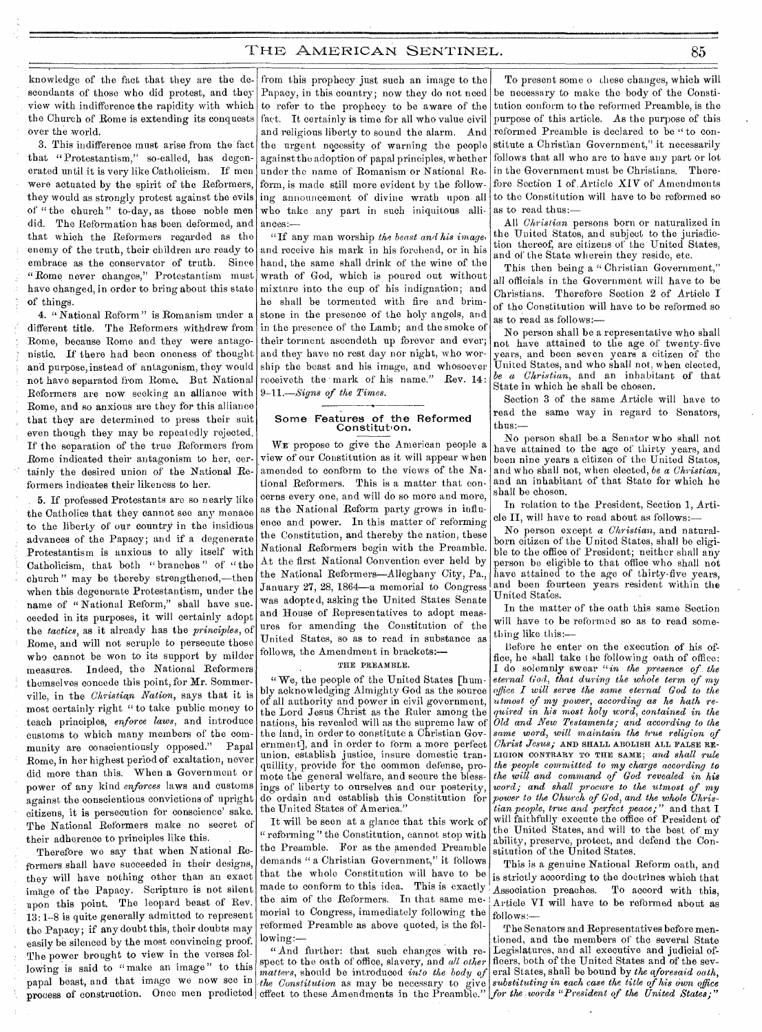knowledge of the fact that they are the descendants of those who did protest, and they view with indifference the rapidity with which the Church of Rome is extending its conquests over the world.

3. This indifference must arise from the fact that "Protestantism," so-called, has degenerated until it is very like Catholicism. If men were actuated by the spirit of the Reformers, they would as strongly protest against the evils of "the church" to-day, as those noble men did. The Reformation has been deformed, and that which the Reformers regarded as the enemy of the truth, their children are ready to embrace as the conservator of truth. Since "Rome never changes," Protestantism must have changed, in order to bring about this state of things.

4. "National Reform" is Romanism under a different title. The Reformers withdrew from Rome, because Rome and they were antagonistic. If there had been oneness of thought and purpose, instead of antagonism, they would not have separated from Rome. But National Reformers are now seeking an alliance with Rome, and so anxious are they for this alliance that they are determined to press their suit even though they may be repeatedly rejected. If the separation of the true Reformers from Rome indicated their antagonism to her, certainly the desired union of the National Reformers indicates their likeness to her.

5. If professed Protestants are so nearly like the Catholics that they cannot see any menace to the liberty of our country in the insidious advances of the Papacy; and if a degenerate Protestantism is anxious to ally itself with Catholicism, that both "branches" of "the church" may be thereby strengthened,—then when this degenerate Protestantism, under the name of "National Reform," shall have succeeded in its purposes, it will certainly adopt the *tactics*, as it already has the *principles*, of Rome, and will not scruple to persecute those who cannot be won to its support by milder measures. Indeed, the National Reformers themselves concede this point, for Mr. Sommerville, in the *Christian Nation*, says that it is most certainly right "to take public money to teach principles, *enforce laws*, and introduce customs to which many members of the community are conscientiously opposed." Papal Rome, in her highest period of exaltation, never did more than this. When a Government or power of any kind *enforces* laws and customs against the conscientious convictions of upright citizens, it is persecution for conscience' sake. The National Reformers make no secret of their adherence to principles like this.

Therefore we say that when National Reformers shall have succeeded in their designs, they will have nothing other than an exact image of the Papacy. Scripture is not silent upon this point. The leopard beast of Rev. 13:1-8 is quite generally admitted to represent the Papacy; if any doubt this, their doubts may easily be silenced by the most convincing proof. The power brought to view in the verses following is said to "make an image" to this papal beast, and that image we now see in process of construction. Once men predicted from this prophecy just such an image to the Papacy, in this country; now they do not need to refer to the prophecy to be aware of the fact. It certainly is time for all who value civil and religious liberty to sound the alarm. And the urgent necessity of warning the people against the adoption of papal principles, whether under the name of Romanism or National Reform, is made still more evident by the following announcement of divine wrath upon all who take any part in such iniquitous alliances:—

"If any man worship *the beast and his image*, and receive his mark in his forehead, or in his hand, the same shall drink of the wine of the wrath of God, which is poured out without mixture into the cup of his indignation; and he shall be tormented with fire and brimstone in the presence of the holy angels, and in the presence of the Lamb; and the smoke of their torment ascendeth up forever and ever; and they have no rest day nor night, who worship the beast and his image, and whosoever receiveth the mark of his name." Rev. 14: 9-11.—*Signs of the Times.*

## Some Features of the Reformed Constitution.

We propose to give the American people a view of our Constitution as it will appear when amended to conform to the views of the National Reformers. This is a matter that concerns every one, and will do so more and more, as the National Reform party grows in influence and power. In this matter of reforming the Constitution, and thereby the nation, these National Reformers begin with the Preamble. At the first National Convention ever held by the National Reformers—Alleghany City, Pa., January 27, 28, 1864—a memorial to Congress was adopted, asking the United States Senate and House of Representatives to adopt measures for amending the Constitution of the United States, so as to read in substance as follows, the Amendment in brackets:—

THE PREAMBLE.

"We, the people of the United States [humbly acknowledging Almighty God as the source of all authority and power in civil government, the Lord Jesus Christ as the Ruler among the nations, his revealed will as the supreme law of the land, in order to constitute a Christian Government], and in order to form a more perfect union, establish justice, insure domestic tranquillity, provide for the common defense, promote the general welfare, and secure the blessings of liberty to ourselves and our posterity, do ordain and establish this Constitution for the United States of America."

It will be seen at a glance that this work of "reforming" the Constitution, cannot stop with the Preamble. For as the amended Preamble demands "a Christian Government," it follows that the whole Constitution will have to be made to conform to this idea. This is exactly the aim of the Reformers. In that same memorial to Congress, immediately following the reformed Preamble as above quoted, is the following:—

"And further: that such changes with respect to the oath of office, slavery, and *all other matters*, should be introduced *into the body of the Constitution* as may be necessary to give effect to these Amendments in the Preamble."

To present some o these changes, which will be necessary to make the body of the Constitution conform to the reformed Preamble, is the purpose of this article. As the purpose of this reformed Preamble is declared to be "to constitute a Christian Government," it necessarily follows that all who are to have any part or lot in the Government must be Christians. Therefore Section 1 of Article XIV of Amendments to the Constitution will have to be reformed so as to read thus:—

All *Christian* persons born or naturalized in the United States, and subject to the jurisdiction thereof, are citizens of the United States, and of the State wherein they reside, etc.

This then being a "Christian Government," all officials in the Government will have to be Christians. Therefore Section 2 of Article I of the Constitution will have to be reformed so as to read as follows:—

No person shall be a representative who shall not have attained to the age of twenty-five years, and been seven years a citizen of the United States, and who shall not, when elected, *be a Christian*, and an inhabitant of that State in which he shall be chosen.

Section 3 of the same Article will have to read the same way in regard to Senators, thus:—

No person shall be a Senator who shall not have attained to the age of thirty years, and been nine years a citizen of the United States, and who shall not, when elected, *be a Christian*, and an inhabitant of that State for which he shall be chosen.

In relation to the President, Section 1, Article II, will have to read about as follows:—

No person except *a Christian*, and natural-born citizen of the United States, shall be eligible to the office of President; neither shall any person be eligible to that office who shall not have attained to the age of thirty-five years, and been fourteen years resident within the United States.

In the matter of the oath this same Section will have to be reformed so as to read something like this:—

Before he enter on the execution of his office, he shall take the following oath of office: I do solemnly swear "*in the presence of the eternal God, that during the whole term of my office I will serve the same eternal God to the utmost of my power, according as he hath required in his most holy word, contained in the Old and New Testaments; and according to the same word, will maintain the true religion of Christ Jesus;* AND SHALL ABOLISH ALL FALSE RELIGION CONTRARY TO THE SAME; *and shall rule the people committed to my charge according to the will and command of God revealed in his word; and shall procure to the utmost of my power to the Church of God, and the whole Christian people, true and perfect peace;*" and that I will faithfully execute the office of President of the United States, and will to the best of my ability, preserve, protect, and defend the Constitution of the United States.

This is a genuine National Reform oath, and is strictly according to the doctrines which that Association preaches. To accord with this, Article VI will have to be reformed about as follows:—

The Senators and Representatives before mentioned, and the members of the several State Legislatures, and all executive and judicial officers, both of the United States and of the several States, shall be bound by *the aforesaid oath, substituting in each case the title of his own office for the words "President of the United States;"*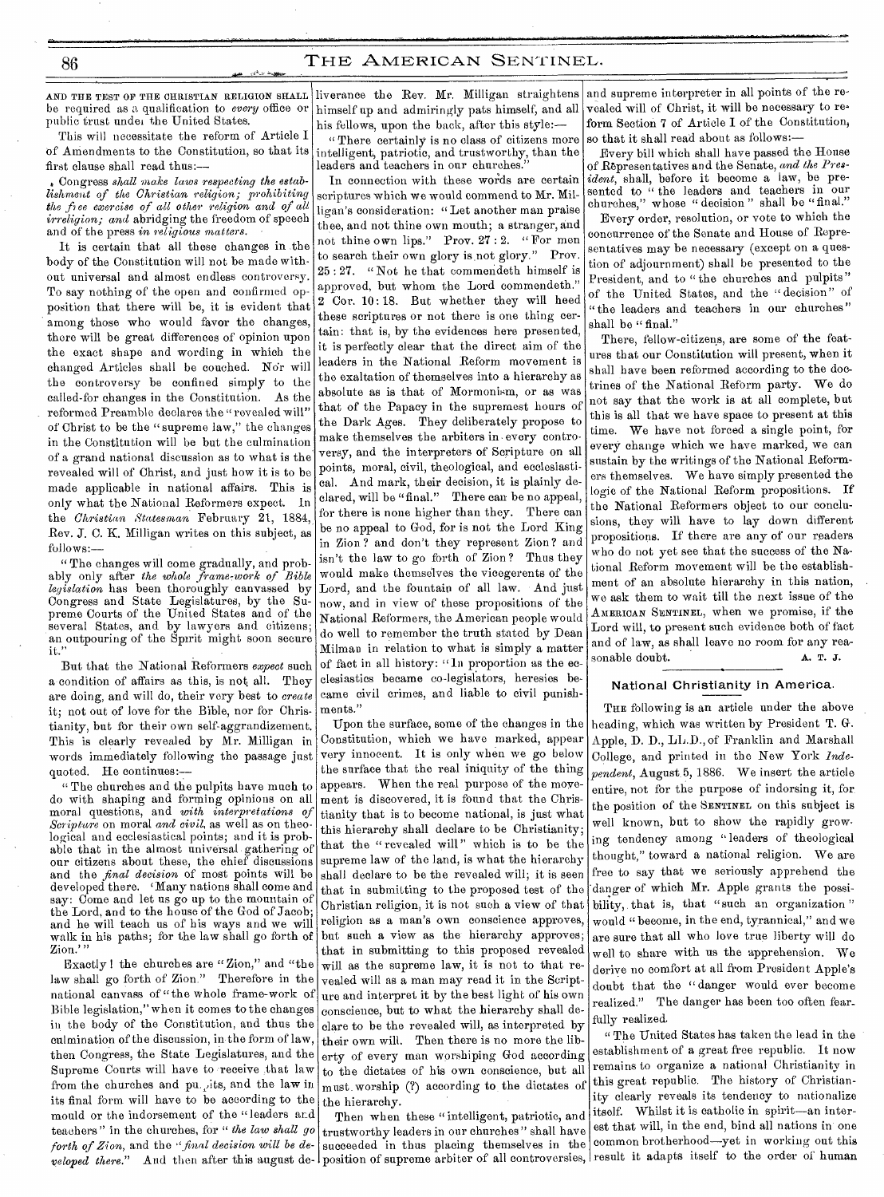AND THE TEST OF THE CHRISTIAN RELIGION SHALL be required as a qualification to *every* office or public trust under the United States.

This will necessitate the reform of Article I of Amendments to the Constitution, so that its first clause shall read thus:—

Congress *shall make laws respecting the establishment of the Christian religion; prohibiting the free exercise of all other religion and of all irreligion; and* abridging the freedom of speech and of the press *in religious matters.*

It is certain that all these changes in the body of the Constitution will not be made without universal and almost endless controversy. To say nothing of the open and confirmed opposition that there will be, it is evident that among those who would favor the changes, there will be great differences of opinion upon the exact shape and wording in which the changed Articles shall be couched. Nor will the controversy be confined simply to the called-for changes in the Constitution. As the reformed Preamble declares the "revealed will" of Christ to be the "supreme law," the changes in the Constitution will be but the culmination of a grand national discussion as to what is the revealed will of Christ, and just how it is to be made applicable in national affairs. This is only what the National Reformers expect. In the *Christian Statesman* February 21, 1884, Rev. J. C. K. Milligan writes on this subject, as follows:—

"The changes will come gradually, and probably only after *the whole frame-work of Bible legislation* has been thoroughly canvassed by Congress and State Legislatures, by the Supreme Courts of the United States and of the several States, and by lawyers and citizens; an outpouring of the Spirit might soon secure it."

But that the National Reformers *expect* such a condition of affairs as this, is not all. They are doing, and will do, their very best to *create* it; not out of love for the Bible, nor for Christianity, but for their own self-aggrandizement. This is clearly revealed by Mr. Milligan in words immediately following the passage just quoted. He continues:—

"The churches and the pulpits have much to do with shaping and forming opinions on all moral questions, and *with interpretations of Scripture* on moral *and civil*, as well as on theological and ecclesiastical points; and it is probable that in the almost universal gathering of our citizens about these, the chief discussions and the *final decision* of most points will be developed there. 'Many nations shall come and say: Come and let us go up to the mountain of the Lord, and to the house of the God of Jacob; and he will teach us of his ways and we will walk in his paths; for the law shall go forth of Zion.'"

Exactly! the churches are "Zion," and "the law shall go forth of Zion." Therefore in the national canvass of "the whole frame-work of Bible legislation," when it comes to the changes in the body of the Constitution, and thus the culmination of the discussion, in the form of law, then Congress, the State Legislatures, and the Supreme Courts will have to receive that law from the churches and pulpits, and the law in its final form will have to be according to the mould or the indorsement of the "leaders and teachers" in the churches, for "*the law shall go forth of Zion*, and the "*final decision will be developed there.*" And then after this august deliverance the Rev. Mr. Milligan straightens himself up and admiringly pats himself, and all his fellows, upon the back, after this style:—

"There certainly is no class of citizens more intelligent, patriotic, and trustworthy, than the leaders and teachers in our churches."

In connection with these words are certain scriptures which we would commend to Mr. Milligan's consideration: "Let another man praise thee, and not thine own mouth; a stranger, and not thine own lips." Prov. 27 : 2. "For men to search their own glory is not glory." Prov. 25 : 27. "Not he that commendeth himself is approved, but whom the Lord commendeth." 2 Cor. 10 : 18. But whether they will heed these scriptures or not there is one thing certain: that is, by the evidences here presented, it is perfectly clear that the direct aim of the leaders in the National Reform movement is the exaltation of themselves into a hierarchy as absolute as is that of Mormonism, or as was that of the Papacy in the supremest hours of the Dark Ages. They deliberately propose to make themselves the arbiters in every controversy, and the interpreters of Scripture on all points, moral, civil, theological, and ecclesiastical. And mark, their decision, it is plainly declared, will be "final." There can be no appeal, for there is none higher than they. There can be no appeal to God, for is not the Lord King in Zion? and don't they represent Zion? and isn't the law to go forth of Zion? Thus they would make themselves the vicegerents of the Lord, and the fountain of all law. And just now, and in view of these propositions of the National Reformers, the American people would do well to remember the truth stated by Dean Milman in relation to what is simply a matter of fact in all history: "In proportion as the ecclesiastics became co-legislators, heresies became civil crimes, and liable to civil punishments."

Upon the surface, some of the changes in the Constitution, which we have marked, appear very innocent. It is only when we go below the surface that the real iniquity of the thing appears. When the real purpose of the movement is discovered, it is found that the Christianity that is to become national, is just what this hierarchy shall declare to be Christianity; that the "revealed will" which is to be the supreme law of the land, is what the hierarchy shall declare to be the revealed will; it is seen that in submitting to the proposed test of the Christian religion, it is not such a view of that religion as a man's own conscience approves, but such a view as the hierarchy approves; that in submitting to this proposed revealed will as the supreme law, it is not to that revealed will as a man may read it in the Scripture and interpret it by the best light of his own conscience, but to what the hierarchy shall declare to be the revealed will, as interpreted by their own will. Then there is no more the liberty of every man worshiping God according to the dictates of his own conscience, but all must worship (?) according to the dictates of the hierarchy.

Then when these "intelligent, patriotic, and trustworthy leaders in our churches" shall have succeeded in thus placing themselves in the position of supreme arbiter of all controversies, and supreme interpreter in all points of the revealed will of Christ, it will be necessary to reform Section 7 of Article I of the Constitution, so that it shall read about as follows:—

Every bill which shall have passed the House of Representatives and the Senate, *and the President*, shall, before it become a law, be presented to "the leaders and teachers in our churches," whose "decision" shall be "final."

Every order, resolution, or vote to which the concurrence of the Senate and House of Representatives may be necessary (except on a question of adjournment) shall be presented to the President, and to "the churches and pulpits" of the United States, and the "decision" of "the leaders and teachers in our churches" shall be "final."

There, fellow-citizens, are some of the features that our Constitution will present, when it shall have been reformed according to the doctrines of the National Reform party. We do not say that the work is at all complete, but this is all that we have space to present at this time. We have not forced a single point, for every change which we have marked, we can sustain by the writings of the National Reformers themselves. We have simply presented the logic of the National Reform propositions. If the National Reformers object to our conclusions, they will have to lay down different propositions. If there are any of our readers who do not yet see that the success of the National Reform movement will be the establishment of an absolute hierarchy in this nation, we ask them to wait till the next issue of the AMERICAN SENTINEL, when we promise, if the Lord will, to present such evidence both of fact and of law, as shall leave no room for any reasonable doubt.

A. T. J.

## National Christianity in America.

THE following is an article under the above heading, which was written by President T. G. Apple, D. D., LL.D., of Franklin and Marshall College, and printed in the New York *Independent*, August 5, 1886. We insert the article entire, not for the purpose of indorsing it, for the position of the SENTINEL on this subject is well known, but to show the rapidly growing tendency among "leaders of theological thought," toward a national religion. We are free to say that we seriously apprehend the danger of which Mr. Apple grants the possibility, that is, that "such an organization" would "become, in the end, tyrannical," and we are sure that all who love true liberty will do well to share with us the apprehension. We derive no comfort at all from President Apple's doubt that the "danger would ever become realized." The danger has been too often fearfully realized.

"The United States has taken the lead in the establishment of a great free republic. It now remains to organize a national Christianity in this great republic. The history of Christianity clearly reveals its tendency to nationalize itself. Whilst it is catholic in spirit—an interest that will, in the end, bind all nations in one common brotherhood—yet in working out this result it adapts itself to the order of human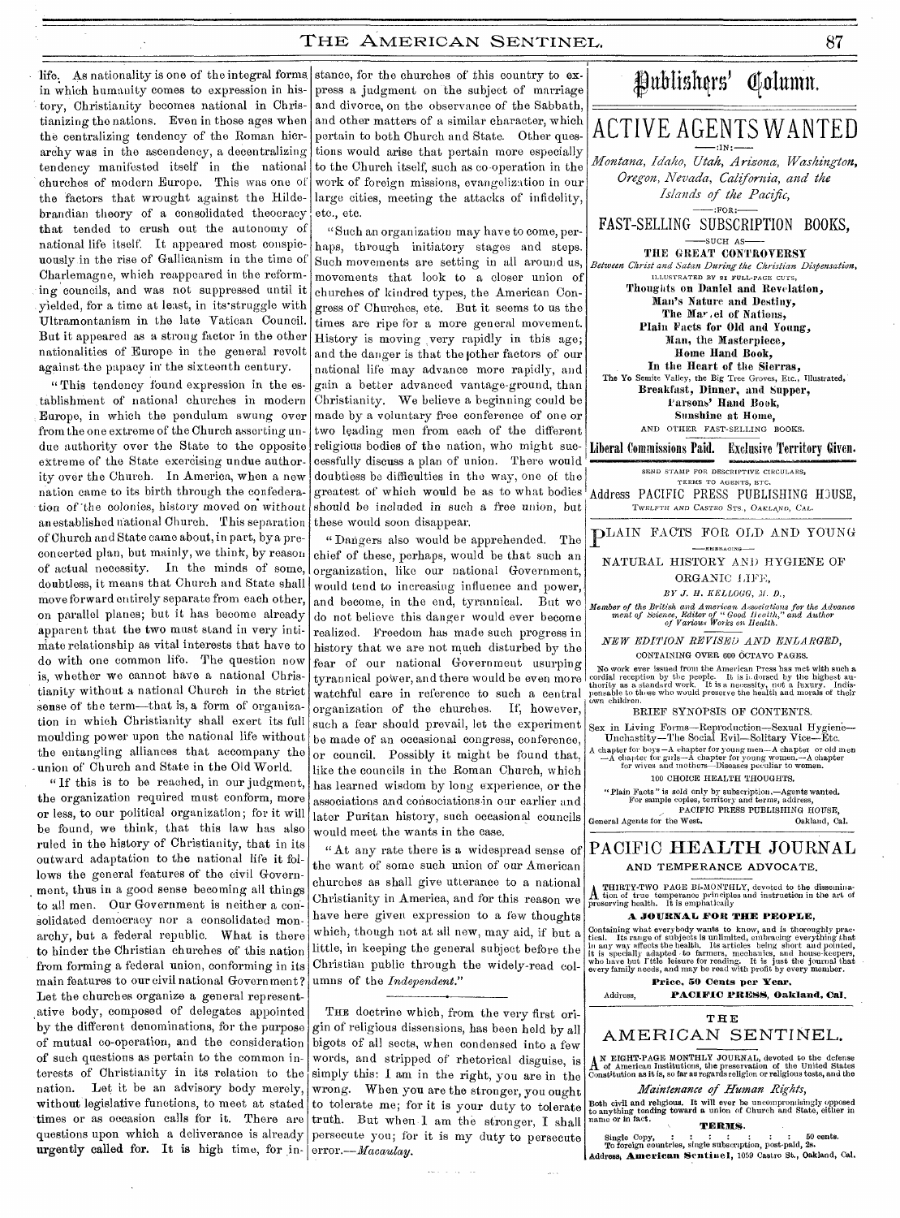life. As nationality is one of the integral forms in which humanity comes to expression in history, Christianity becomes national in Christianizing the nations. Even in those ages when the centralizing tendency of the Roman hierarchy was in the ascendency, a decentralizing tendency manifested itself in the national churches of modern Europe. This was one of the factors that wrought against the Hildebrandian theory of a consolidated theocracy that tended to crush out the autonomy of national life itself. It appeared most conspicuously in the rise of Gallicanism in the time of Charlemagne, which reappeared in the reforming councils, and was not suppressed until it yielded, for a time at least, in its struggle with Ultramontanism in the late Vatican Council. But it appeared as a strong factor in the other nationalities of Europe in the general revolt against the papacy in the sixteenth century.

"This tendency found expression in the establishment of national churches in modern Europe, in which the pendulum swung over from the one extreme of the Church asserting undue authority over the State to the opposite extreme of the State exercising undue authority over the Church. In America, when a new nation came to its birth through the confederation of the colonies, history moved on without an established national Church. This separation of Church and State came about, in part, by a preconcerted plan, but mainly, we think, by reason of actual necessity. In the minds of some, doubtless, it means that Church and State shall move forward entirely separate from each other, on parallel planes; but it has become already apparent that the two must stand in very intimate relationship as vital interests that have to do with one common life. The question now is, whether we cannot have a national Christianity without a national Church in the strict sense of the term—that is, a form of organization in which Christianity shall exert its full moulding power upon the national life without the entangling alliances that accompany the union of Church and State in the Old World.

"If this is to be reached, in our judgment, the organization required must conform, more or less, to our political organization; for it will be found, we think, that this law has also ruled in the history of Christianity, that in its outward adaptation to the national life it follows the general features of the civil Government, thus in a good sense becoming all things to all men. Our Government is neither a consolidated democracy nor a consolidated monarchy, but a federal republic. What is there to hinder the Christian churches of this nation from forming a federal union, conforming in its main features to our civil national Government? Let the churches organize a general representative body, composed of delegates appointed by the different denominations, for the purpose of mutual co-operation, and the consideration of such questions as pertain to the common interests of Christianity in its relation to the nation. Let it be an advisory body merely, without legislative functions, to meet at stated times or as occasion calls for it. There are questions upon which a deliverance is already urgently called for. It is high time, for instance, for the churches of this country to express a judgment on the subject of marriage and divorce, on the observance of the Sabbath, and other matters of a similar character, which pertain to both Church and State. Other questions would arise that pertain more especially to the Church itself, such as co-operation in the work of foreign missions, evangelization in our large cities, meeting the attacks of infidelity, etc., etc.

"Such an organization may have to come, perhaps, through initiatory stages and steps. Such movements are setting in all around us, movements that look to a closer union of churches of kindred types, the American Congress of Churches, etc. But it seems to us the times are ripe for a more general movement. History is moving very rapidly in this age; and the danger is that the other factors of our national life may advance more rapidly, and gain a better advanced vantage-ground, than Christianity. We believe a beginning could be made by a voluntary free conference of one or two leading men from each of the different religious bodies of the nation, who might successfully discuss a plan of union. There would doubtless be difficulties in the way, one of the greatest of which would be as to what bodies should be included in such a free union, but these would soon disappear.

"Dangers also would be apprehended. The chief of these, perhaps, would be that such an organization, like our national Government, would tend to increasing influence and power, and become, in the end, tyrannical. But we do not believe this danger would ever become realized. Freedom has made such progress in history that we are not much disturbed by the fear of our national Government usurping tyrannical power, and there would be even more watchful care in reference to such a central organization of the churches. If, however, such a fear should prevail, let the experiment be made of an occasional congress, conference, or council. Possibly it might be found that, like the councils in the Roman Church, which has learned wisdom by long experience, or the associations and consociations in our earlier and later Puritan history, such occasional councils would meet the wants in the case.

"At any rate there is a widespread sense of the want of some such union of our American churches as shall give utterance to a national Christianity in America, and for this reason we have here given expression to a few thoughts which, though not at all new, may aid, if but a little, in keeping the general subject before the Christian public through the widely-read columns of the *Independent*."

THE doctrine which, from the very first origin of religious dissensions, has been held by all bigots of all sects, when condensed into a few words, and stripped of rhetorical disguise, is simply this: I am in the right, you are in the wrong. When you are the stronger, you ought to tolerate me; for it is your duty to tolerate truth. But when I am the stronger, I shall persecute you; for it is my duty to persecute error.—*Macaulay.*

# Publishers' Column.

## ACTIVE AGENTS WANTED

—IN:—

*Montana, Idaho, Utah, Arizona, Washington, Oregon, Nevada, California, and the Islands of the Pacific,*

—FOR:—

### FAST-SELLING SUBSCRIPTION BOOKS,

—SUCH AS—

**THE GREAT CONTROVERSY**
*Between Christ and Satan During the Christian Dispensation,*
ILLUSTRATED BY 21 FULL-PAGE CUTS,
**Thoughts on Daniel and Revelation,**
**Man's Nature and Destiny,**
**The Marvel of Nations,**
**Plain Facts for Old and Young,**
**Man, the Masterpiece,**
**Home Hand Book,**
**In the Heart of the Sierras,**
The Yo Semite Valley, the Big Tree Groves, Etc., Illustrated,
**Breakfast, Dinner, and Supper,**
**Parsons' Hand Book,**
**Sunshine at Home,**
AND OTHER FAST-SELLING BOOKS.

**Liberal Commissions Paid. Exclusive Territory Given.**

SEND STAMP FOR DESCRIPTIVE CIRCULARS, TERMS TO AGENTS, ETC.

Address PACIFIC PRESS PUBLISHING HOUSE,
TWELFTH AND CASTRO STS., OAKLAND, CAL.

## PLAIN FACTS FOR OLD AND YOUNG

—EMBRACING—

NATURAL HISTORY AND HYGIENE OF ORGANIC LIFE,

*BY J. H. KELLOGG, M. D.,*

*Member of the British and American Associations for the Advancement of Science, Editor of "Good Health," and Author of Various Works on Health.*

*NEW EDITION REVISED AND ENLARGED,*
CONTAINING OVER 600 OCTAVO PAGES.

No work ever issued from the American Press has met with such a cordial reception by the people. It is indorsed by the highest authority as a standard work. It is a necessity, not a luxury. Indispensable to those who would preserve the health and morals of their own children.

BRIEF SYNOPSIS OF CONTENTS.

Sex in Living Forms—Reproduction—Sexual Hygiene—Unchastity—The Social Evil—Solitary Vice—Etc.

A chapter for boys—A chapter for young men—A chapter for old men—A chapter for girls—A chapter for young women.—A chapter for wives and mothers—Diseases peculiar to women.

100 CHOICE HEALTH THOUGHTS.

"Plain Facts" is sold only by subscription.—Agents wanted. For sample copies, territory and terms, address,
PACIFIC PRESS PUBLISHING HOUSE,
General Agents for the West. Oakland, Cal.

## PACIFIC HEALTH JOURNAL

AND TEMPERANCE ADVOCATE.

A THIRTY-TWO PAGE BI-MONTHLY, devoted to the dissemination of true temperance principles and instruction in the art of preserving health. It is emphatically

**A JOURNAL FOR THE PEOPLE,**

Containing what everybody wants to know, and is thoroughly practical. Its range of subjects is unlimited, embracing everything that in any way affects the health. Its articles being short and pointed, it is specially adapted to farmers, mechanics, and house-keepers, who have but little leisure for reading. It is just the journal that every family needs, and may be read with profit by every member.

**Price, 50 Cents per Year.**

Address, **PACIFIC PRESS, Oakland, Cal.**

## THE AMERICAN SENTINEL.

AN EIGHT-PAGE MONTHLY JOURNAL, devoted to the defense of American Institutions, the preservation of the United States Constitution as it is, so far as regards religion or religious tests, and the

*Maintenance of Human Rights,*

Both civil and religious. It will ever be uncompromisingly opposed to anything tending toward a union of Church and State, either in name or in fact.

**TERMS.**

Single Copy, : : : : : : : 50 cents.
To foreign countries, single subscription, post-paid, 2s.

Address, **American Sentinel,** 1059 Castro St., Oakland, Cal.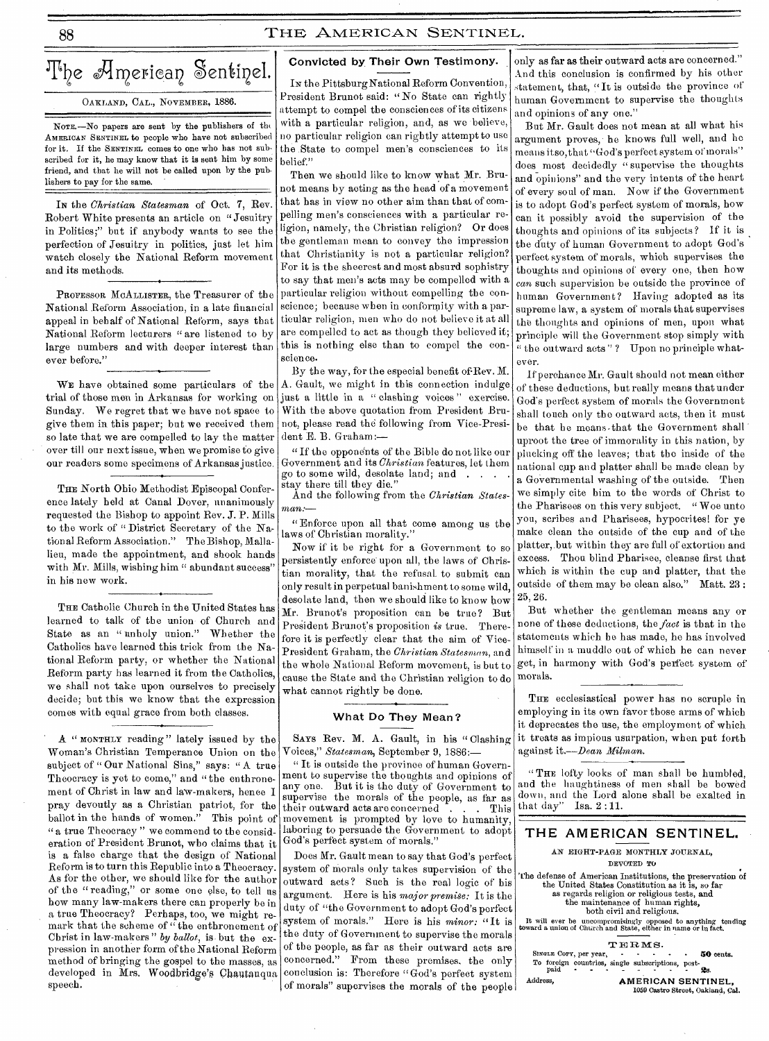# The American Sentinel.

OAKLAND, CAL., NOVEMBER, 1886.

NOTE.—No papers are sent by the publishers of the AMERICAN SENTINEL to people who have not subscribed for it. If the SENTINEL comes to one who has not subscribed for it, he may know that it is sent him by some friend, and that he will not be called upon by the publishers to pay for the same.

IN the *Christian Statesman* of Oct. 7, Rev. Robert White presents an article on "Jesuitry in Politics;" but if anybody wants to see the perfection of Jesuitry in politics, just let him watch closely the National Reform movement and its methods.

PROFESSOR MCALLISTER, the Treasurer of the National Reform Association, in a late financial appeal in behalf of National Reform, says that National Reform lecturers "are listened to by large numbers and with deeper interest than ever before."

WE have obtained some particulars of the trial of those men in Arkansas for working on Sunday. We regret that we have not space to give them in this paper; but we received them so late that we are compelled to lay the matter over till our next issue, when we promise to give our readers some specimens of Arkansas justice.

THE North Ohio Methodist Episcopal Conference lately held at Canal Dover, unanimously requested the Bishop to appoint Rev. J. P. Mills to the work of "District Secretary of the National Reform Association." The Bishop, Mallalieu, made the appointment, and shook hands with Mr. Mills, wishing him "abundant success" in his new work.

THE Catholic Church in the United States has learned to talk of the union of Church and State as an "unholy union." Whether the Catholics have learned this trick from the National Reform party, or whether the National Reform party has learned it from the Catholics, we shall not take upon ourselves to precisely decide; but this we know that the expression comes with equal grace from both classes.

A "MONTHLY reading" lately issued by the Woman's Christian Temperance Union on the subject of "Our National Sins," says: "A true Theocracy is yet to come," and "the enthronement of Christ in law and law-makers, hence I pray devoutly as a Christian patriot, for the ballot in the hands of women." This point of "a true Theocracy" we commend to the consideration of President Brunot, who claims that it is a false charge that the design of National Reform is to turn this Republic into a Theocracy. As for the other, we should like for the author of the "reading," or some one else, to tell us how many law-makers there can properly be in a true Theocracy? Perhaps, too, we might remark that the scheme of "the enthronement of Christ in law-makers" *by ballot*, is but the expression in another form of the National Reform method of bringing the gospel to the masses, as developed in Mrs. Woodbridge's Chautauqua speech.

## Convicted by Their Own Testimony.

IN the Pittsburg National Reform Convention, President Brunot said: "No State can rightly attempt to compel the consciences of its citizens with a particular religion, and, as we believe, no particular religion can rightly attempt to use the State to compel men's consciences to its belief."

Then we should like to know what Mr. Brunot means by acting as the head of a movement that has in view no other aim than that of compelling men's consciences with a particular religion, namely, the Christian religion? Or does the gentleman mean to convey the impression that Christianity is not a particular religion? For it is the sheerest and most absurd sophistry to say that men's acts may be compelled with a particular religion without compelling the conscience; because when in conformity with a particular religion, men who do not believe it at all are compelled to act as though they believed it; this is nothing else than to compel the conscience.

By the way, for the especial benefit of Rev. M. A. Gault, we might in this connection indulge just a little in a "clashing voices" exercise. With the above quotation from President Brunot, please read the following from Vice-President E. B. Graham:—

"If the opponents of the Bible do not like our Government and its *Christian* features, let them go to some wild, desolate land; and . . . stay there till they die."

And the following from the *Christian Statesman*:—

"Enforce upon all that come among us the laws of Christian morality."

Now if it be right for a Government to so persistently enforce upon all, the laws of Christian morality, that the refusal to submit can only result in perpetual banishment to some wild, desolate land, then we should like to know how Mr. Brunot's proposition can be true? But President Brunot's proposition *is* true. Therefore it is perfectly clear that the aim of Vice-President Graham, the *Christian Statesman*, and the whole National Reform movement, is but to cause the State and the Christian religion to do what cannot rightly be done.

## What Do They Mean?

SAYS Rev. M. A. Gault, in his "Clashing Voices," *Statesman*, September 9, 1886:—

"It is outside the province of human Government to supervise the thoughts and opinions of any one. But it is the duty of Government to supervise the morals of the people, as far as their outward acts are concerned . . . This movement is prompted by love to humanity, laboring to persuade the Government to adopt God's perfect system of morals."

Does Mr. Gault mean to say that God's perfect system of morals only takes supervision of the outward acts? Such is the real logic of his argument. Here is his *major premise:* It is the duty of "the Government to adopt God's perfect system of morals." Here is his *minor:* "It is the duty of Government to supervise the morals of the people, as far as their outward acts are concerned." From these premises, the only conclusion is: Therefore "God's perfect system of morals" supervises the morals of the people only as far as their outward acts are concerned." And this conclusion is confirmed by his other statement, that, "It is outside the province of human Government to supervise the thoughts and opinions of any one."

But Mr. Gault does not mean at all what his argument proves, he knows full well, and he means it so, that "God's perfect system of morals" does most decidedly "supervise the thoughts and opinions" and the very intents of the heart of every soul of man. Now if the Government is to adopt God's perfect system of morals, how can it possibly avoid the supervision of the thoughts and opinions of its subjects? If it is the duty of human Government to adopt God's perfect system of morals, which supervises the thoughts and opinions of every one, then how *can* such supervision be outside the province of human Government? Having adopted as its supreme law, a system of morals that supervises the thoughts and opinions of men, upon what principle will the Government stop simply with "the outward acts"? Upon no principle whatever.

If perchance Mr. Gault should not mean either of these deductions, but really means that under God's perfect system of morals the Government shall touch only the outward acts, then it must be that he means that the Government shall uproot the tree of immorality in this nation, by plucking off the leaves; that the inside of the national cup and platter shall be made clean by a Governmental washing of the outside. Then we simply cite him to the words of Christ to the Pharisees on this very subject. "Woe unto you, scribes and Pharisees, hypocrites! for ye make clean the outside of the cup and of the platter, but within they are full of extortion and excess. Thou blind Pharisee, cleanse first that which is within the cup and platter, that the outside of them may be clean also." Matt. 23: 25, 26.

But whether the gentleman means any or none of these deductions, the *fact* is that in the statements which he has made, he has involved himself in a muddle out of which he can never get, in harmony with God's perfect system of morals.

THE ecclesiastical power has no scruple in employing in its own favor those arms of which it deprecates the use, the employment of which it treats as impious usurpation, when put forth against it.—*Dean Milman.*

"THE lofty looks of man shall be humbled, and the haughtiness of men shall be bowed down, and the Lord alone shall be exalted in that day" Isa. 2:11.

## THE AMERICAN SENTINEL.

AN EIGHT-PAGE MONTHLY JOURNAL,

DEVOTED TO

The defense of American Institutions, the preservation of the United States Constitution as it is, so far as regards religion or religious tests, and the maintenance of human rights, both civil and religious.

It will ever be uncompromisingly opposed to anything tending toward a union of Church and State, either in name or in fact.

TERMS.

SINGLE COPY, per year, . . . . . 50 cents.

To foreign countries, single subscriptions, post-paid . . . . . . . . 2s.

Address, AMERICAN SENTINEL, 1059 Castro Street, Oakland, Cal.